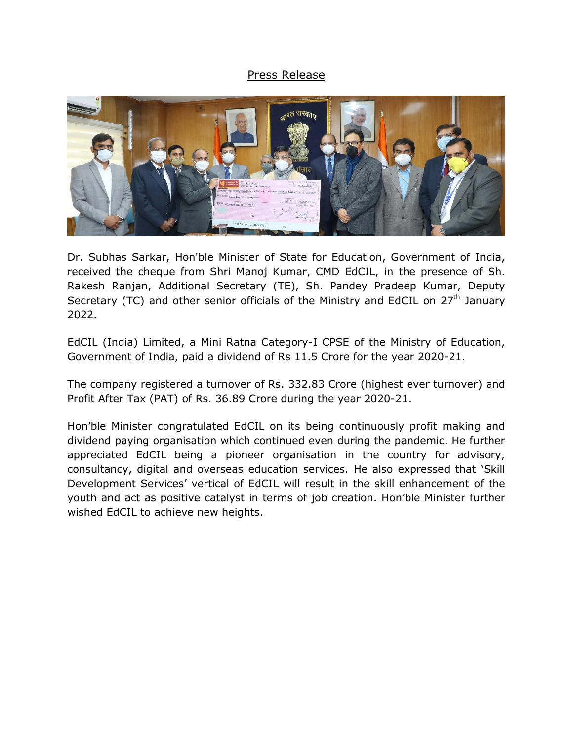# Press Release

Dr. Subhas Sarkar, Hon'ble Minister of State for Education, Government of India, received the cheque from Shri Manoj Kumar, CMD EdCIL, in the presence of Sh. Rakesh Ranjan, Additional Secretary (TE), Sh. Pandey Pradeep Kumar, Deputy Secretary (TC) and other senior officials of the Ministry and EdCIL on 27th January 2022.

EdCIL (India) Limited, a Mini Ratna Category-I CPSE of the Ministry of Education, Government of India, paid a dividend of Rs 11.5 Crore for the year 2020-21.

The company registered a turnover of Rs. 332.83 Crore (highest ever turnover) and Profit After Tax (PAT) of Rs. 36.89 Crore during the year 2020-21.

Hon'ble Minister congratulated EdCIL on its being continuously profit making and dividend paying organisation which continued even during the pandemic. He further appreciated EdCIL being a pioneer organisation in the country for advisory, consultancy, digital and overseas education services. He also expressed that 'Skill Development Services' vertical of EdCIL will result in the skill enhancement of the youth and act as positive catalyst in terms of job creation. Hon'ble Minister further wished EdCIL to achieve new heights.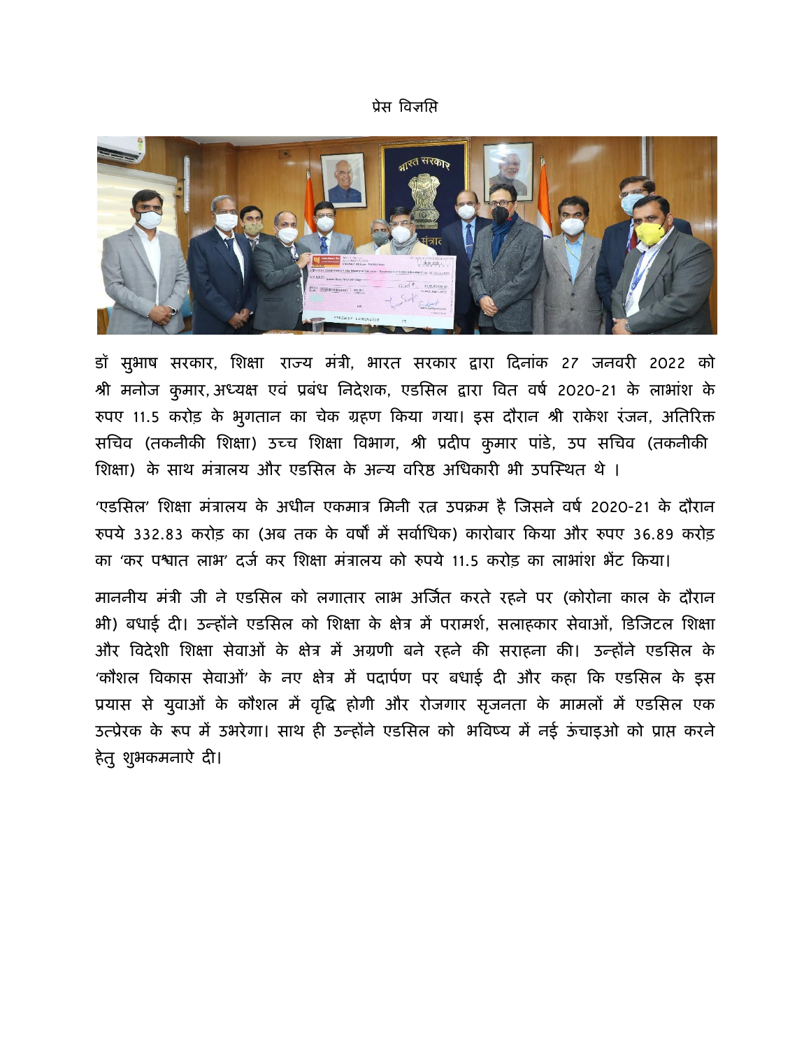प्रेस विज्ञप्ति

डॉ सुभाष सरकार, शिक्षा राज्य मंत्री, भारत सरकार द्वारा दिनांक 27 जनवरी 2022 को श्री मनोज कुमार, अध्यक्ष एवं प्रबंध निदेशक, एडसिल द्वारा वित वर्ष 2020-21 के लाभांश के रुपए 11.5 करोड़ के भुगतान का चेक ग्रहण किया गया। इस दौरान श्री राकेश रंजन, अतिरिक्त सचिव (तकनीकी शिक्षा) उच्च शिक्षा विभाग, श्री प्रदीप कुमार पांडे, उप सचिव (तकनीकी शिक्षा) के साथ मंत्रालय और एडसिल के अन्य वरिष्ठ अधिकारी भी उपस्थित थे ।

'एडसिल' शिक्षा मंत्रालय के अधीन एकमात्र मिनी रत्न उपक्रम है जिसने वर्ष 2020-21 के दौरान रुपये 332.83 करोड़ का (अब तक के वर्षों में सर्वाधिक) कारोबार किया और रुपए 36.89 करोड़ का 'कर पश्चात लाभ' दर्ज कर शिक्षा मंत्रालय को रुपये 11.5 करोड़ का लाभांश भेंट किया।

माननीय मंत्री जी ने एडसिल को लगातार लाभ अर्जित करते रहने पर (कोरोना काल के दौरान भी) बधाई दी। उन्होंने एडसिल को शिक्षा के क्षेत्र में परामर्श, सलाहकार सेवाओं, डिजिटल शिक्षा और विदेशी शिक्षा सेवाओं के क्षेत्र में अग्रणी बने रहने की सराहना की। उन्होंने एडसिल के 'कौशल विकास सेवाओं' के नए क्षेत्र में पदार्पण पर बधाई दी और कहा कि एडसिल के इस प्रयास से युवाओं के कौशल में वृद्धि होगी और रोजगार सृजनता के मामलों में एडसिल एक उत्प्रेरक के रूप में उभरेगा। साथ ही उन्होंने एडसिल को भविष्य में नई ऊंचाइओ को प्राप्त करने हेतु शुभकमनाऐ दी।